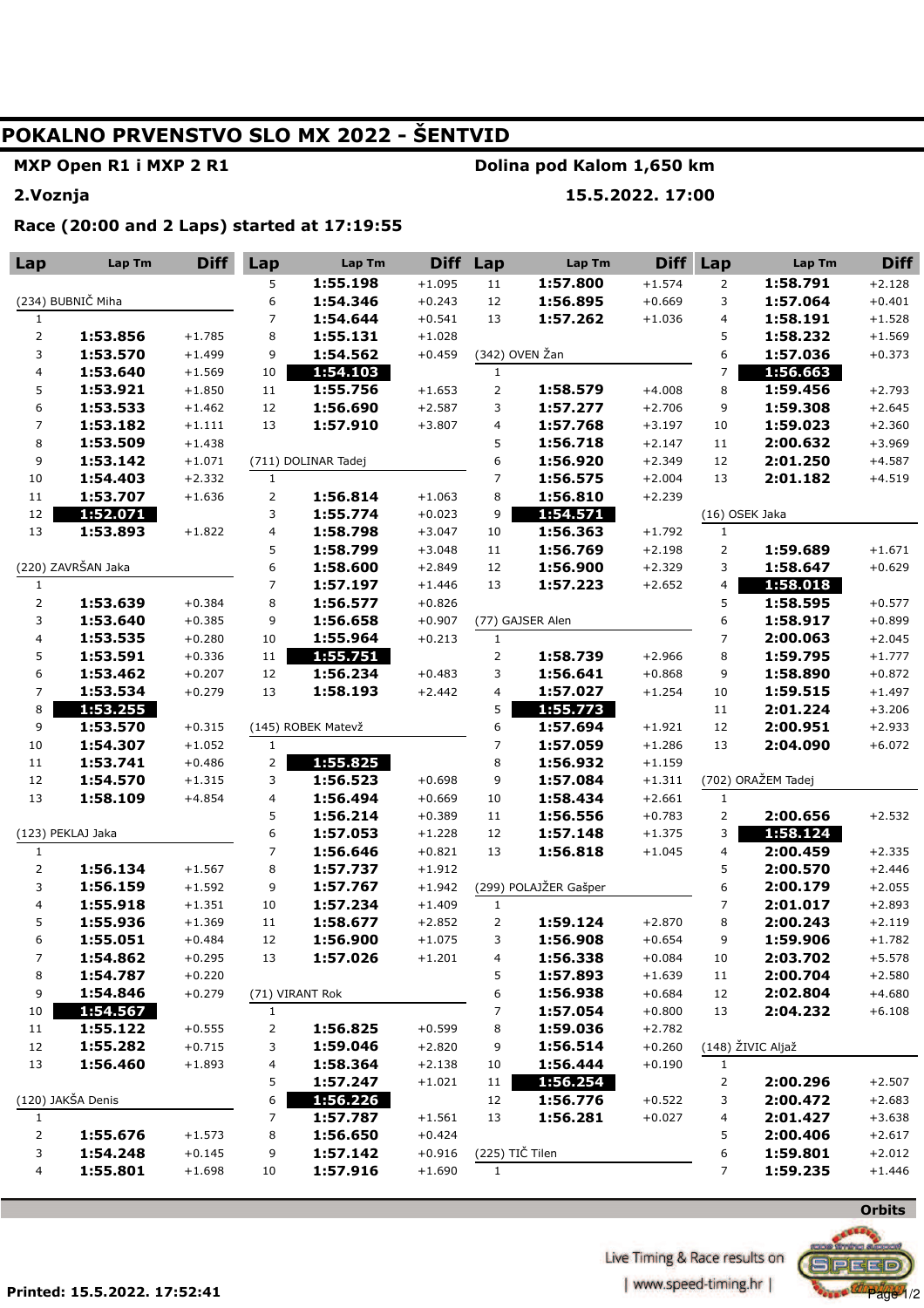# POKALNO PRVENSTVO SLO MX 2022 - ŠENTVID

**MXP Open R1 i MXP 2 R1** — **Dolina pod Kalom 1,650 km**

**2.Voznja** — **15.5.2022. 17:00**

**Race (20:00 and 2 Laps) started at 17:19:55**

### (234) BUBNIČ Miha

| Lap | Lap Tm | Diff |
|---|---|---|
| 1 | | |
| 2 | 1:53.856 | +1.785 |
| 3 | 1:53.570 | +1.499 |
| 4 | 1:53.640 | +1.569 |
| 5 | 1:53.921 | +1.850 |
| 6 | 1:53.533 | +1.462 |
| 7 | 1:53.182 | +1.111 |
| 8 | 1:53.509 | +1.438 |
| 9 | 1:53.142 | +1.071 |
| 10 | 1:54.403 | +2.332 |
| 11 | 1:53.707 | +1.636 |
| 12 | **1:52.071** | |
| 13 | 1:53.893 | +1.822 |

### (220) ZAVRŠAN Jaka

| Lap | Lap Tm | Diff |
|---|---|---|
| 1 | | |
| 2 | 1:53.639 | +0.384 |
| 3 | 1:53.640 | +0.385 |
| 4 | 1:53.535 | +0.280 |
| 5 | 1:53.591 | +0.336 |
| 6 | 1:53.462 | +0.207 |
| 7 | 1:53.534 | +0.279 |
| 8 | **1:53.255** | |
| 9 | 1:53.570 | +0.315 |
| 10 | 1:54.307 | +1.052 |
| 11 | 1:53.741 | +0.486 |
| 12 | 1:54.570 | +1.315 |
| 13 | 1:58.109 | +4.854 |

### (123) PEKLAJ Jaka

| Lap | Lap Tm | Diff |
|---|---|---|
| 1 | | |
| 2 | 1:56.134 | +1.567 |
| 3 | 1:56.159 | +1.592 |
| 4 | 1:55.918 | +1.351 |
| 5 | 1:55.936 | +1.369 |
| 6 | 1:55.051 | +0.484 |
| 7 | 1:54.862 | +0.295 |
| 8 | 1:54.787 | +0.220 |
| 9 | 1:54.846 | +0.279 |
| 10 | **1:54.567** | |
| 11 | 1:55.122 | +0.555 |
| 12 | 1:55.282 | +0.715 |
| 13 | 1:56.460 | +1.893 |

### (120) JAKŠA Denis

| Lap | Lap Tm | Diff |
|---|---|---|
| 1 | | |
| 2 | 1:55.676 | +1.573 |
| 3 | 1:54.248 | +0.145 |
| 4 | 1:55.801 | +1.698 |
| 5 | 1:55.198 | +1.095 |
| 6 | 1:54.346 | +0.243 |
| 7 | 1:54.644 | +0.541 |
| 8 | 1:55.131 | +1.028 |
| 9 | 1:54.562 | +0.459 |
| 10 | **1:54.103** | |
| 11 | 1:55.756 | +1.653 |
| 12 | 1:56.690 | +2.587 |
| 13 | 1:57.910 | +3.807 |

### (711) DOLINAR Tadej

| Lap | Lap Tm | Diff |
|---|---|---|
| 1 | | |
| 2 | 1:56.814 | +1.063 |
| 3 | 1:55.774 | +0.023 |
| 4 | 1:58.798 | +3.047 |
| 5 | 1:58.799 | +3.048 |
| 6 | 1:58.600 | +2.849 |
| 7 | 1:57.197 | +1.446 |
| 8 | 1:56.577 | +0.826 |
| 9 | 1:56.658 | +0.907 |
| 10 | 1:55.964 | +0.213 |
| 11 | **1:55.751** | |
| 12 | 1:56.234 | +0.483 |
| 13 | 1:58.193 | +2.442 |

### (145) ROBEK Matevž

| Lap | Lap Tm | Diff |
|---|---|---|
| 1 | | |
| 2 | **1:55.825** | |
| 3 | 1:56.523 | +0.698 |
| 4 | 1:56.494 | +0.669 |
| 5 | 1:56.214 | +0.389 |
| 6 | 1:57.053 | +1.228 |
| 7 | 1:56.646 | +0.821 |
| 8 | 1:57.737 | +1.912 |
| 9 | 1:57.767 | +1.942 |
| 10 | 1:57.234 | +1.409 |
| 11 | 1:58.677 | +2.852 |
| 12 | 1:56.900 | +1.075 |
| 13 | 1:57.026 | +1.201 |

### (71) VIRANT Rok

| Lap | Lap Tm | Diff |
|---|---|---|
| 1 | | |
| 2 | 1:56.825 | +0.599 |
| 3 | 1:59.046 | +2.820 |
| 4 | 1:58.364 | +2.138 |
| 5 | 1:57.247 | +1.021 |
| 6 | **1:56.226** | |
| 7 | 1:57.787 | +1.561 |
| 8 | 1:56.650 | +0.424 |
| 9 | 1:57.142 | +0.916 |
| 10 | 1:57.916 | +1.690 |
| 11 | 1:57.800 | +1.574 |
| 12 | 1:56.895 | +0.669 |
| 13 | 1:57.262 | +1.036 |

### (342) OVEN Žan

| Lap | Lap Tm | Diff |
|---|---|---|
| 1 | | |
| 2 | 1:58.579 | +4.008 |
| 3 | 1:57.277 | +2.706 |
| 4 | 1:57.768 | +3.197 |
| 5 | 1:56.718 | +2.147 |
| 6 | 1:56.920 | +2.349 |
| 7 | 1:56.575 | +2.004 |
| 8 | 1:56.810 | +2.239 |
| 9 | **1:54.571** | |
| 10 | 1:56.363 | +1.792 |
| 11 | 1:56.769 | +2.198 |
| 12 | 1:56.900 | +2.329 |
| 13 | 1:57.223 | +2.652 |

### (77) GAJSER Alen

| Lap | Lap Tm | Diff |
|---|---|---|
| 1 | | |
| 2 | 1:58.739 | +2.966 |
| 3 | 1:56.641 | +0.868 |
| 4 | 1:57.027 | +1.254 |
| 5 | **1:55.773** | |
| 6 | 1:57.694 | +1.921 |
| 7 | 1:57.059 | +1.286 |
| 8 | 1:56.932 | +1.159 |
| 9 | 1:57.084 | +1.311 |
| 10 | 1:58.434 | +2.661 |
| 11 | 1:56.556 | +0.783 |
| 12 | 1:57.148 | +1.375 |
| 13 | 1:56.818 | +1.045 |

### (299) POLAJŽER Gašper

| Lap | Lap Tm | Diff |
|---|---|---|
| 1 | | |
| 2 | 1:59.124 | +2.870 |
| 3 | 1:56.908 | +0.654 |
| 4 | 1:56.338 | +0.084 |
| 5 | 1:57.893 | +1.639 |
| 6 | 1:56.938 | +0.684 |
| 7 | 1:57.054 | +0.800 |
| 8 | 1:59.036 | +2.782 |
| 9 | 1:56.514 | +0.260 |
| 10 | 1:56.444 | +0.190 |
| 11 | **1:56.254** | |
| 12 | 1:56.776 | +0.522 |
| 13 | 1:56.281 | +0.027 |

### (225) TIČ Tilen

| Lap | Lap Tm | Diff |
|---|---|---|
| 1 | | |
| 2 | 1:58.791 | +2.128 |
| 3 | 1:57.064 | +0.401 |
| 4 | 1:58.191 | +1.528 |
| 5 | 1:58.232 | +1.569 |
| 6 | 1:57.036 | +0.373 |
| 7 | **1:56.663** | |
| 8 | 1:59.456 | +2.793 |
| 9 | 1:59.308 | +2.645 |
| 10 | 1:59.023 | +2.360 |
| 11 | 2:00.632 | +3.969 |
| 12 | 2:01.250 | +4.587 |
| 13 | 2:01.182 | +4.519 |

### (16) OSEK Jaka

| Lap | Lap Tm | Diff |
|---|---|---|
| 1 | | |
| 2 | 1:59.689 | +1.671 |
| 3 | 1:58.647 | +0.629 |
| 4 | **1:58.018** | |
| 5 | 1:58.595 | +0.577 |
| 6 | 1:58.917 | +0.899 |
| 7 | 2:00.063 | +2.045 |
| 8 | 1:59.795 | +1.777 |
| 9 | 1:58.890 | +0.872 |
| 10 | 1:59.515 | +1.497 |
| 11 | 2:01.224 | +3.206 |
| 12 | 2:00.951 | +2.933 |
| 13 | 2:04.090 | +6.072 |

### (702) ORAŽEM Tadej

| Lap | Lap Tm | Diff |
|---|---|---|
| 1 | | |
| 2 | 2:00.656 | +2.532 |
| 3 | **1:58.124** | |
| 4 | 2:00.459 | +2.335 |
| 5 | 2:00.570 | +2.446 |
| 6 | 2:00.179 | +2.055 |
| 7 | 2:01.017 | +2.893 |
| 8 | 2:00.243 | +2.119 |
| 9 | 1:59.906 | +1.782 |
| 10 | 2:03.702 | +5.578 |
| 11 | 2:00.704 | +2.580 |
| 12 | 2:02.804 | +4.680 |
| 13 | 2:04.232 | +6.108 |

### (148) ŽIVIC Aljaž

| Lap | Lap Tm | Diff |
|---|---|---|
| 1 | | |
| 2 | 2:00.296 | +2.507 |
| 3 | 2:00.472 | +2.683 |
| 4 | 2:01.427 | +3.638 |
| 5 | 2:00.406 | +2.617 |
| 6 | 1:59.801 | +2.012 |
| 7 | 1:59.235 | +1.446 |

Orbits

Live Timing & Race results on | www.speed-timing.hr |

Printed: 15.5.2022. 17:52:41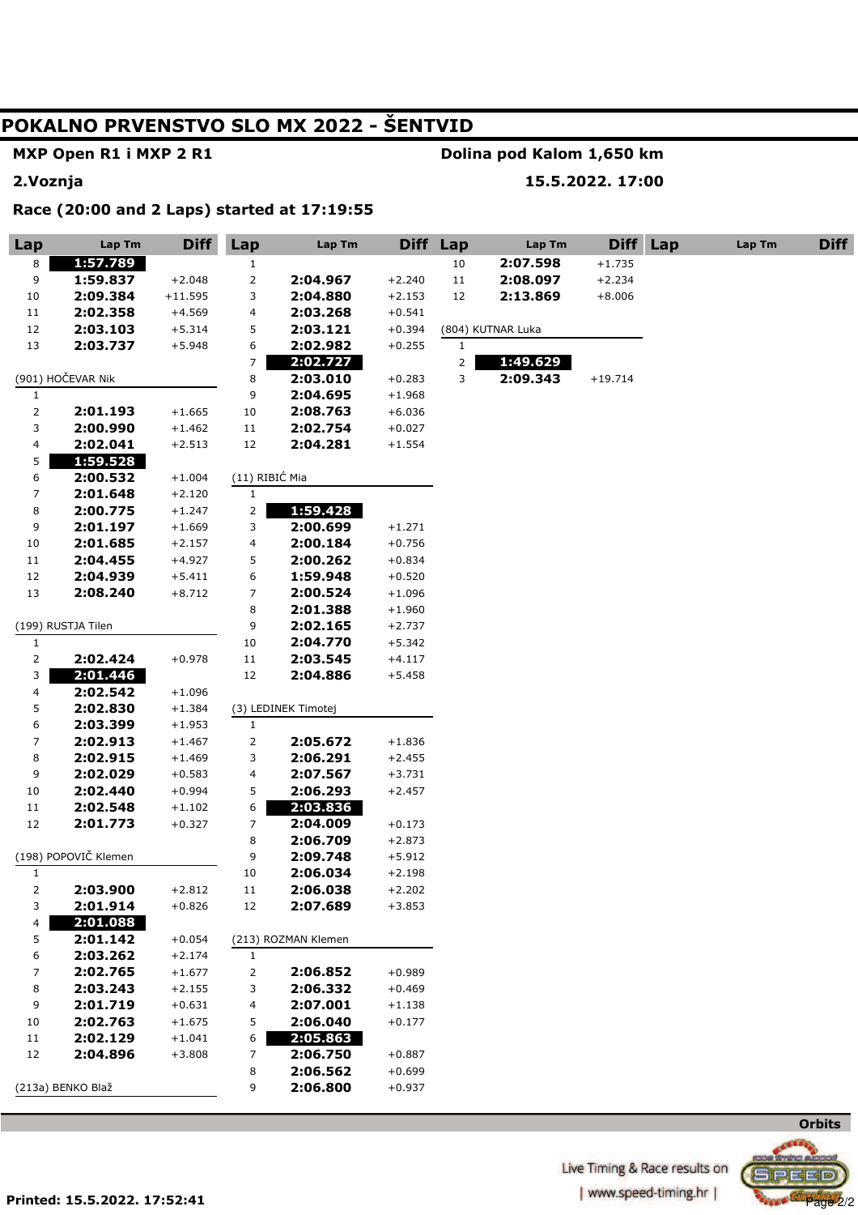# POKALNO PRVENSTVO SLO MX 2022 - ŠENTVID

**MXP Open R1 i MXP 2 R1** — **Dolina pod Kalom 1,650 km**

**2.Voznja** — **15.5.2022. 17:00**

**Race (20:00 and 2 Laps) started at 17:19:55**

| Lap | Lap Tm | Diff |
|---|---|---|
| 8 | **1:57.789** | |
| 9 | **1:59.837** | +2.048 |
| 10 | **2:09.384** | +11.595 |
| 11 | **2:02.358** | +4.569 |
| 12 | **2:03.103** | +5.314 |
| 13 | **2:03.737** | +5.948 |

**(901) HOČEVAR Nik**

| Lap | Lap Tm | Diff |
|---|---|---|
| 1 | | |
| 2 | **2:01.193** | +1.665 |
| 3 | **2:00.990** | +1.462 |
| 4 | **2:02.041** | +2.513 |
| 5 | **1:59.528** | |
| 6 | **2:00.532** | +1.004 |
| 7 | **2:01.648** | +2.120 |
| 8 | **2:00.775** | +1.247 |
| 9 | **2:01.197** | +1.669 |
| 10 | **2:01.685** | +2.157 |
| 11 | **2:04.455** | +4.927 |
| 12 | **2:04.939** | +5.411 |
| 13 | **2:08.240** | +8.712 |

**(199) RUSTJA Tilen**

| Lap | Lap Tm | Diff |
|---|---|---|
| 1 | | |
| 2 | **2:02.424** | +0.978 |
| 3 | **2:01.446** | |
| 4 | **2:02.542** | +1.096 |
| 5 | **2:02.830** | +1.384 |
| 6 | **2:03.399** | +1.953 |
| 7 | **2:02.913** | +1.467 |
| 8 | **2:02.915** | +1.469 |
| 9 | **2:02.029** | +0.583 |
| 10 | **2:02.440** | +0.994 |
| 11 | **2:02.548** | +1.102 |
| 12 | **2:01.773** | +0.327 |

**(198) POPOVIČ Klemen**

| Lap | Lap Tm | Diff |
|---|---|---|
| 1 | | |
| 2 | **2:03.900** | +2.812 |
| 3 | **2:01.914** | +0.826 |
| 4 | **2:01.088** | |
| 5 | **2:01.142** | +0.054 |
| 6 | **2:03.262** | +2.174 |
| 7 | **2:02.765** | +1.677 |
| 8 | **2:03.243** | +2.155 |
| 9 | **2:01.719** | +0.631 |
| 10 | **2:02.763** | +1.675 |
| 11 | **2:02.129** | +1.041 |
| 12 | **2:04.896** | +3.808 |

**(213a) BENKO Blaž**

| Lap | Lap Tm | Diff |
|---|---|---|
| 1 | | |
| 2 | **2:04.967** | +2.240 |
| 3 | **2:04.880** | +2.153 |
| 4 | **2:03.268** | +0.541 |
| 5 | **2:03.121** | +0.394 |
| 6 | **2:02.982** | +0.255 |
| 7 | **2:02.727** | |
| 8 | **2:03.010** | +0.283 |
| 9 | **2:04.695** | +1.968 |
| 10 | **2:08.763** | +6.036 |
| 11 | **2:02.754** | +0.027 |
| 12 | **2:04.281** | +1.554 |

**(11) RIBIĆ Mia**

| Lap | Lap Tm | Diff |
|---|---|---|
| 1 | | |
| 2 | **1:59.428** | |
| 3 | **2:00.699** | +1.271 |
| 4 | **2:00.184** | +0.756 |
| 5 | **2:00.262** | +0.834 |
| 6 | **1:59.948** | +0.520 |
| 7 | **2:00.524** | +1.096 |
| 8 | **2:01.388** | +1.960 |
| 9 | **2:02.165** | +2.737 |
| 10 | **2:04.770** | +5.342 |
| 11 | **2:03.545** | +4.117 |
| 12 | **2:04.886** | +5.458 |

**(3) LEDINEK Timotej**

| Lap | Lap Tm | Diff |
|---|---|---|
| 1 | | |
| 2 | **2:05.672** | +1.836 |
| 3 | **2:06.291** | +2.455 |
| 4 | **2:07.567** | +3.731 |
| 5 | **2:06.293** | +2.457 |
| 6 | **2:03.836** | |
| 7 | **2:04.009** | +0.173 |
| 8 | **2:06.709** | +2.873 |
| 9 | **2:09.748** | +5.912 |
| 10 | **2:06.034** | +2.198 |
| 11 | **2:06.038** | +2.202 |
| 12 | **2:07.689** | +3.853 |

**(213) ROZMAN Klemen**

| Lap | Lap Tm | Diff |
|---|---|---|
| 1 | | |
| 2 | **2:06.852** | +0.989 |
| 3 | **2:06.332** | +0.469 |
| 4 | **2:07.001** | +1.138 |
| 5 | **2:06.040** | +0.177 |
| 6 | **2:05.863** | |
| 7 | **2:06.750** | +0.887 |
| 8 | **2:06.562** | +0.699 |
| 9 | **2:06.800** | +0.937 |
| 10 | **2:07.598** | +1.735 |
| 11 | **2:08.097** | +2.234 |
| 12 | **2:13.869** | +8.006 |

**(804) KUTNAR Luka**

| Lap | Lap Tm | Diff |
|---|---|---|
| 1 | | |
| 2 | **1:49.629** | |
| 3 | **2:09.343** | +19.714 |

**Orbits**

Printed: 15.5.2022. 17:52:41

Live Timing & Race results on | www.speed-timing.hr |